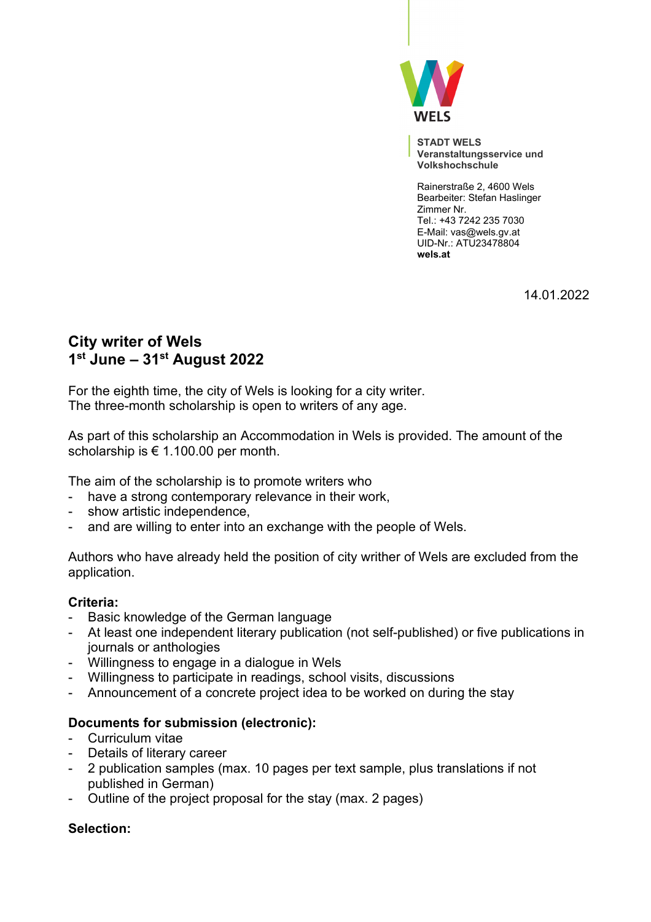STADT WELS
**Veranstaltungsservice und Volkshochschule**

Rainerstraße 2, 4600 Wels
Bearbeiter: Stefan Haslinger
Zimmer Nr.
Tel.: +43 7242 235 7030
E-Mail: vas@wels.gv.at
UID-Nr.: ATU23478804
**wels.at**

14.01.2022

## City writer of Wels
## 1st June – 31st August 2022

For the eighth time, the city of Wels is looking for a city writer.
The three-month scholarship is open to writers of any age.

As part of this scholarship an Accommodation in Wels is provided. The amount of the scholarship is € 1.100.00 per month.

The aim of the scholarship is to promote writers who
- have a strong contemporary relevance in their work,
- show artistic independence,
- and are willing to enter into an exchange with the people of Wels.

Authors who have already held the position of city writher of Wels are excluded from the application.

**Criteria:**
- Basic knowledge of the German language
- At least one independent literary publication (not self-published) or five publications in journals or anthologies
- Willingness to engage in a dialogue in Wels
- Willingness to participate in readings, school visits, discussions
- Announcement of a concrete project idea to be worked on during the stay

**Documents for submission (electronic):**
- Curriculum vitae
- Details of literary career
- 2 publication samples (max. 10 pages per text sample, plus translations if not published in German)
- Outline of the project proposal for the stay (max. 2 pages)

**Selection:**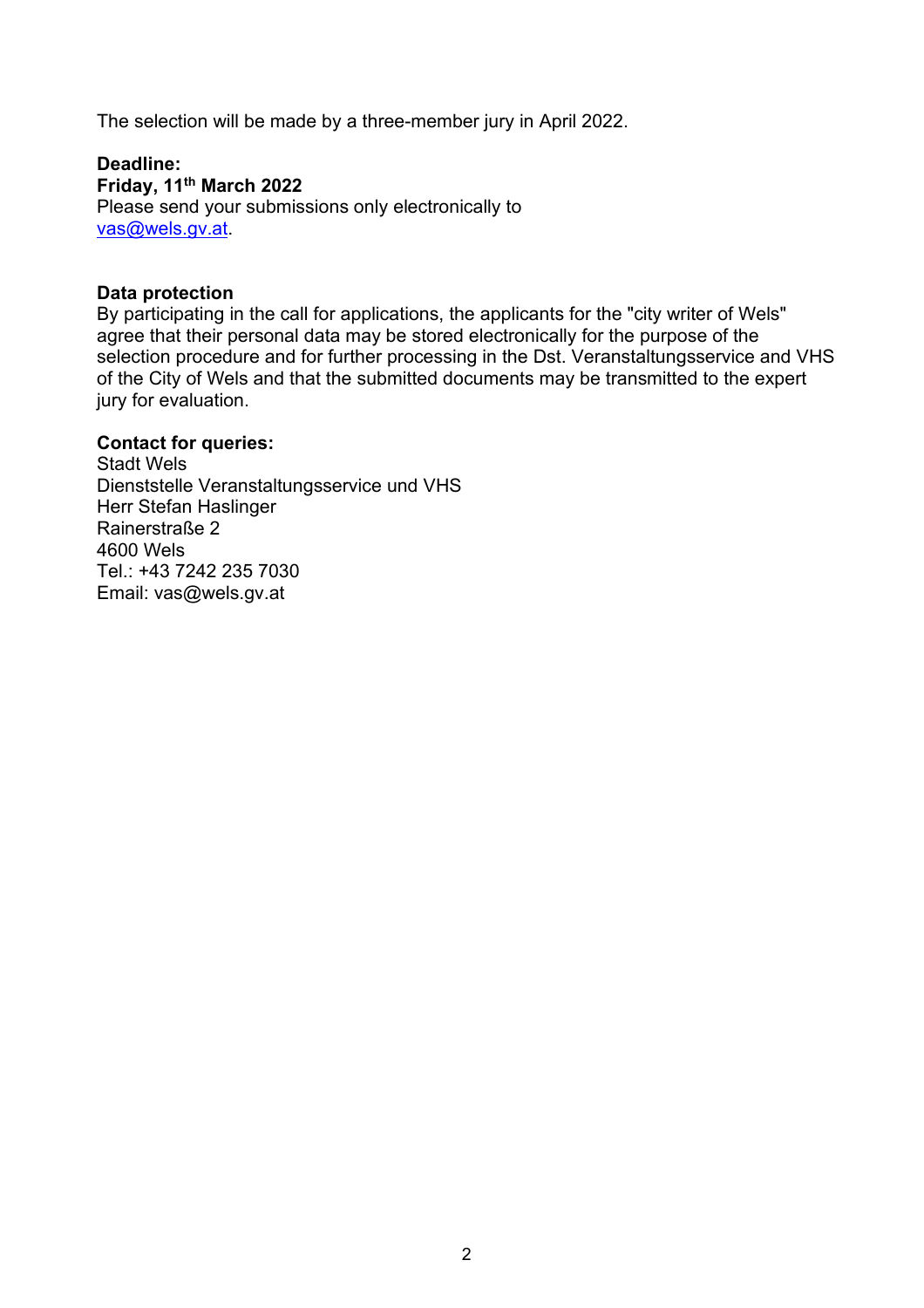The selection will be made by a three-member jury in April 2022.

**Deadline:**
**Friday, 11th March 2022**
Please send your submissions only electronically to vas@wels.gv.at.

**Data protection**
By participating in the call for applications, the applicants for the "city writer of Wels" agree that their personal data may be stored electronically for the purpose of the selection procedure and for further processing in the Dst. Veranstaltungsservice and VHS of the City of Wels and that the submitted documents may be transmitted to the expert jury for evaluation.

**Contact for queries:**
Stadt Wels
Dienststelle Veranstaltungsservice und VHS
Herr Stefan Haslinger
Rainerstraße 2
4600 Wels
Tel.: +43 7242 235 7030
Email: vas@wels.gv.at